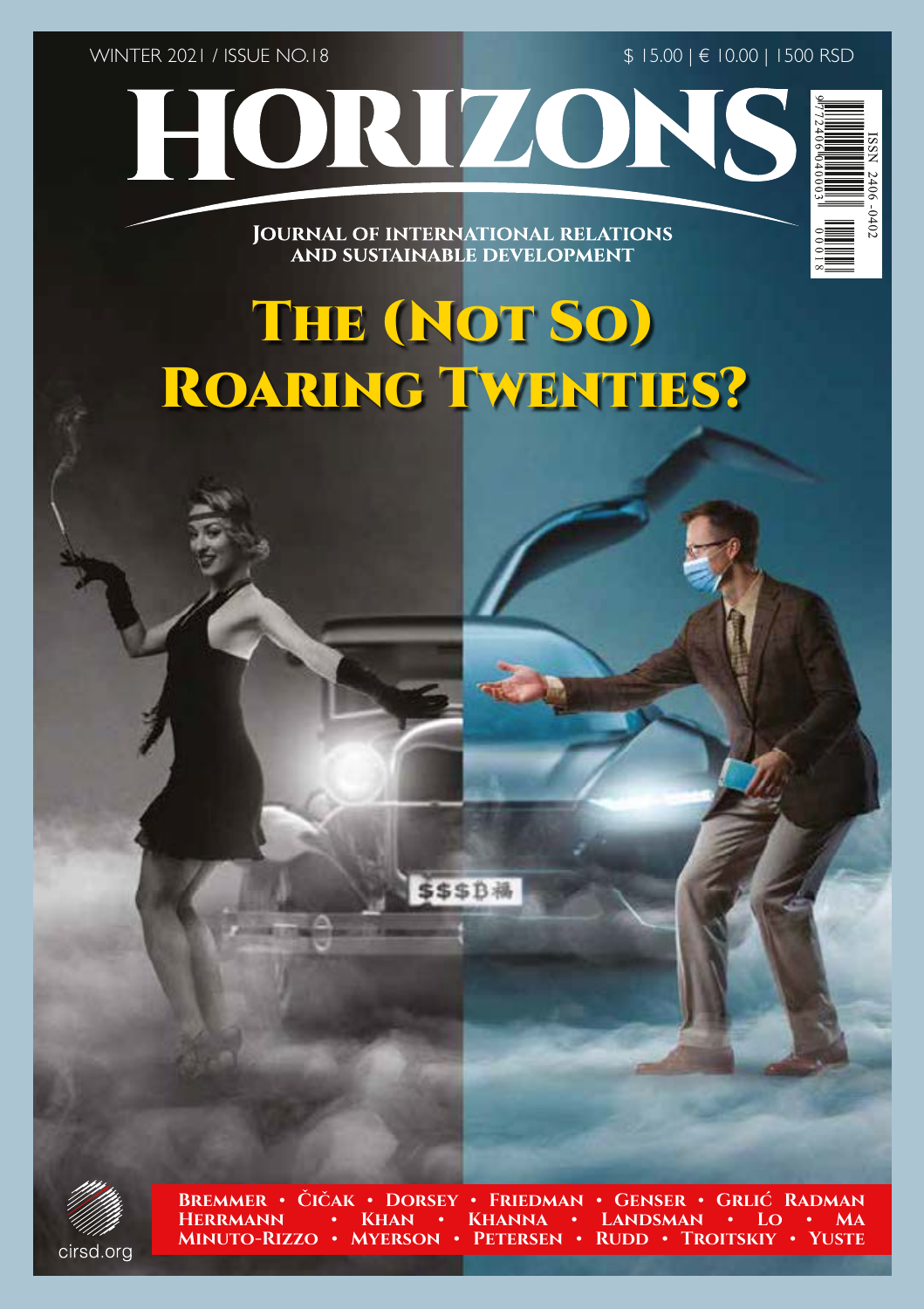WINTER 2021 / ISSUE NO.18

$ 15.00 | € 10.00 | 1500 RSD

# HORIZONS

**JOURNAL OF INTERNATIONAL RELATIONS AND SUSTAINABLE DEVELOPMENT**

ISSN 2406-0402

# The (Not So) Roaring Twenties?

**Bremmer • Čičak • Dorsey • Friedman • Genser • Grlić Radman**
**Herrmann • Khan • Khanna • Landsman • Lo • Ma**
**Minuto-Rizzo • Myerson • Petersen • Rudd • Troitskiy • Yuste**

cirsd.org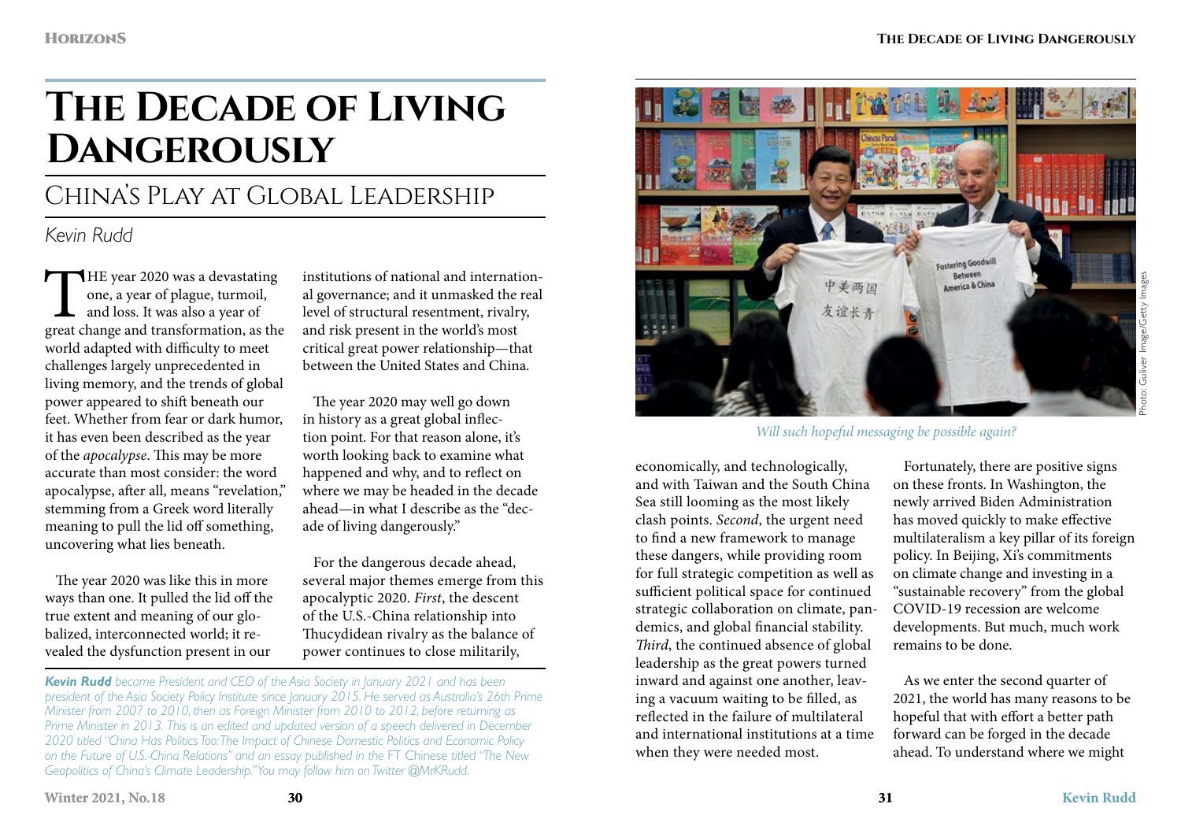# The Decade of Living Dangerously

## China's Play at Global Leadership

*Kevin Rudd*

THE year 2020 was a devastating one, a year of plague, turmoil, and loss. It was also a year of great change and transformation, as the world adapted with difficulty to meet challenges largely unprecedented in living memory, and the trends of global power appeared to shift beneath our feet. Whether from fear or dark humor, it has even been described as the year of the *apocalypse*. This may be more accurate than most consider: the word apocalypse, after all, means "revelation," stemming from a Greek word literally meaning to pull the lid off something, uncovering what lies beneath.

The year 2020 was like this in more ways than one. It pulled the lid off the true extent and meaning of our globalized, interconnected world; it revealed the dysfunction present in our institutions of national and international governance; and it unmasked the real level of structural resentment, rivalry, and risk present in the world's most critical great power relationship—that between the United States and China.

The year 2020 may well go down in history as a great global inflection point. For that reason alone, it's worth looking back to examine what happened and why, and to reflect on where we may be headed in the decade ahead—in what I describe as the "decade of living dangerously."

For the dangerous decade ahead, several major themes emerge from this apocalyptic 2020. *First*, the descent of the U.S.-China relationship into Thucydidean rivalry as the balance of power continues to close militarily, economically, and technologically, and with Taiwan and the South China Sea still looming as the most likely clash points. *Second*, the urgent need to find a new framework to manage these dangers, while providing room for full strategic competition as well as sufficient political space for continued strategic collaboration on climate, pandemics, and global financial stability. *Third*, the continued absence of global leadership as the great powers turned inward and against one another, leaving a vacuum waiting to be filled, as reflected in the failure of multilateral and international institutions at a time when they were needed most.

Fortunately, there are positive signs on these fronts. In Washington, the newly arrived Biden Administration has moved quickly to make effective multilateralism a key pillar of its foreign policy. In Beijing, Xi's commitments on climate change and investing in a "sustainable recovery" from the global COVID-19 recession are welcome developments. But much, much work remains to be done.

As we enter the second quarter of 2021, the world has many reasons to be hopeful that with effort a better path forward can be forged in the decade ahead. To understand where we might

*Will such hopeful messaging be possible again?*

Photo: Gulliver Image/Getty Images

***Kevin Rudd** became President and CEO of the Asia Society in January 2021 and has been president of the Asia Society Policy Institute since January 2015. He served as Australia's 26th Prime Minister from 2007 to 2010, then as Foreign Minister from 2010 to 2012, before returning as Prime Minister in 2013. This is an edited and updated version of a speech delivered in December 2020 titled "China Has Politics Too: The Impact of Chinese Domestic Politics and Economic Policy on the Future of U.S.-China Relations" and an essay published in the* FT Chinese *titled "The New Geopolitics of China's Climate Leadership." You may follow him on Twitter @MrKRudd.*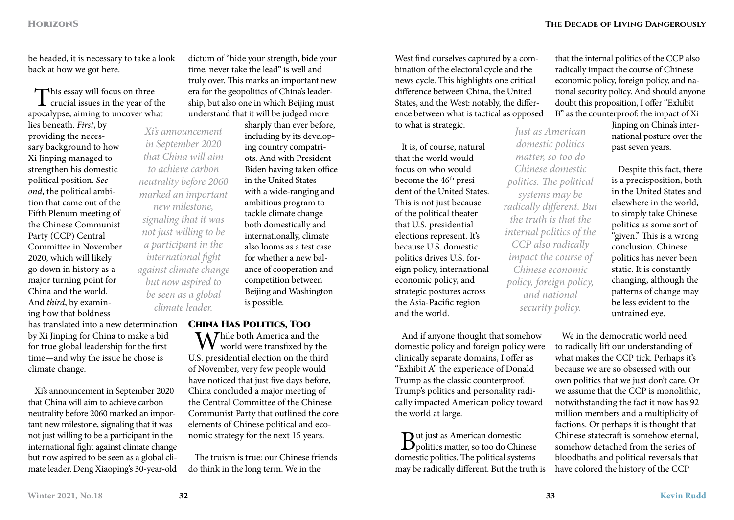be headed, it is necessary to take a look back at how we got here.

This essay will focus on three crucial issues in the year of the apocalypse, aiming to uncover what lies beneath. *First*, by providing the necessary background to how Xi Jinping managed to strengthen his domestic political position. *Second*, the political ambition that came out of the Fifth Plenum meeting of the Chinese Communist Party (CCP) Central Committee in November 2020, which will likely go down in history as a major turning point for China and the world. And *third*, by examining how that boldness has translated into a new determination by Xi Jinping for China to make a bid for true global leadership for the first time—and why the issue he chose is climate change.

Xi's announcement in September 2020 that China will aim to achieve carbon neutrality before 2060 marked an important new milestone, signaling that it was not just willing to be a participant in the international fight against climate change but now aspired to be seen as a global climate leader. Deng Xiaoping's 30-year-old dictum of "hide your strength, bide your time, never take the lead" is well and truly over. This marks an important new era for the geopolitics of China's leadership, but also one in which Beijing must understand that it will be judged more sharply than ever before, including by its developing country compatriots. And with President Biden having taken office in the United States with a wide-ranging and ambitious program to tackle climate change both domestically and internationally, climate also looms as a test case for whether a new balance of cooperation and competition between Beijing and Washington is possible.

*Xi's announcement in September 2020 that China will aim to achieve carbon neutrality before 2060 marked an important new milestone, signaling that it was not just willing to be a participant in the international fight against climate change but now aspired to be seen as a global climate leader.*

## China Has Politics, Too

While both America and the world were transfixed by the U.S. presidential election on the third of November, very few people would have noticed that just five days before, China concluded a major meeting of the Central Committee of the Chinese Communist Party that outlined the core elements of Chinese political and economic strategy for the next 15 years.

The truism is true: our Chinese friends do think in the long term. We in the West find ourselves captured by a combination of the electoral cycle and the news cycle. This highlights one critical difference between China, the United States, and the West: notably, the difference between what is tactical as opposed to what is strategic.

It is, of course, natural that the world would focus on who would become the 46th president of the United States. This is not just because of the political theater that U.S. presidential elections represent. It's because U.S. domestic politics drives U.S. foreign policy, international economic policy, and strategic postures across the Asia-Pacific region and the world.

And if anyone thought that somehow domestic policy and foreign policy were clinically separate domains, I offer as "Exhibit A" the experience of Donald Trump as the classic counterproof. Trump's politics and personality radically impacted American policy toward the world at large.

But just as American domestic politics matter, so too do Chinese domestic politics. The political systems may be radically different. But the truth is that the internal politics of the CCP also radically impact the course of Chinese economic policy, foreign policy, and national security policy. And should anyone doubt this proposition, I offer "Exhibit B" as the counterproof: the impact of Xi Jinping on China's international posture over the past seven years.

*Just as American domestic politics matter, so too do Chinese domestic politics. The political systems may be radically different. But the truth is that the internal politics of the CCP also radically impact the course of Chinese economic policy, foreign policy, and national security policy.*

Despite this fact, there is a predisposition, both in the United States and elsewhere in the world, to simply take Chinese politics as some sort of "given." This is a wrong conclusion. Chinese politics has never been static. It is constantly changing, although the patterns of change may be less evident to the untrained eye.

We in the democratic world need to radically lift our understanding of what makes the CCP tick. Perhaps it's because we are so obsessed with our own politics that we just don't care. Or we assume that the CCP is monolithic, notwithstanding the fact it now has 92 million members and a multiplicity of factions. Or perhaps it is thought that Chinese statecraft is somehow eternal, somehow detached from the series of bloodbaths and political reversals that have colored the history of the CCP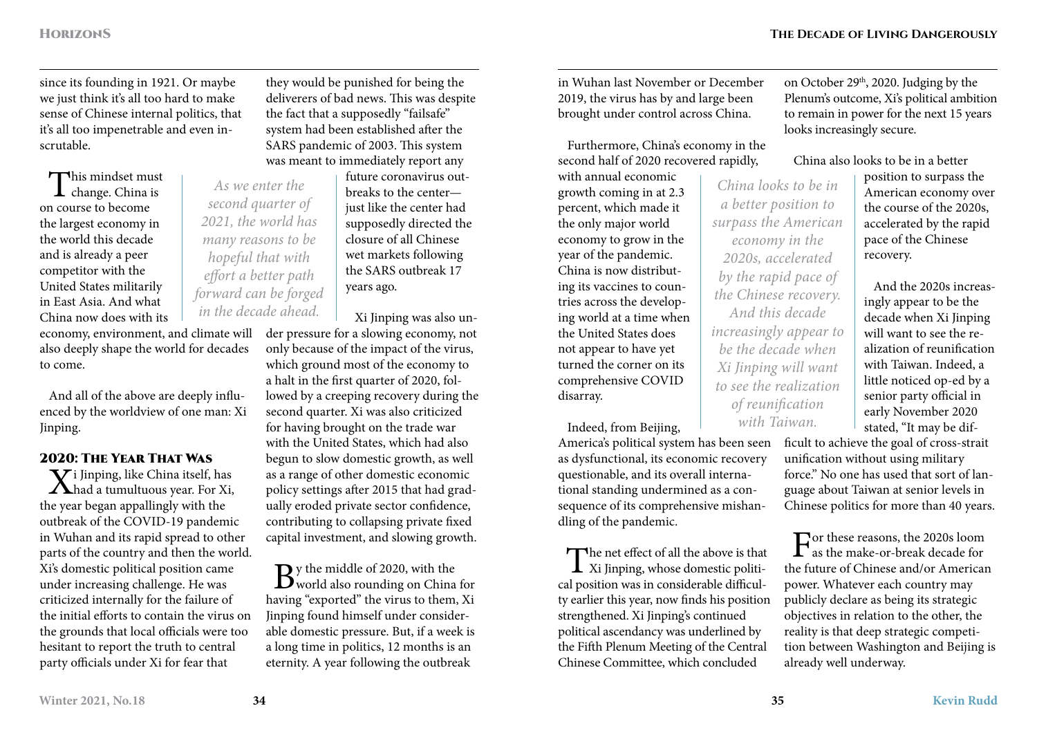since its founding in 1921. Or maybe we just think it's all too hard to make sense of Chinese internal politics, that it's all too impenetrable and even inscrutable.

This mindset must change. China is on course to become the largest economy in the world this decade and is already a peer competitor with the United States militarily in East Asia. And what China now does with its economy, environment, and climate will also deeply shape the world for decades to come.

> *As we enter the second quarter of 2021, the world has many reasons to be hopeful that with effort a better path forward can be forged in the decade ahead.*

And all of the above are deeply influenced by the worldview of one man: Xi Jinping.

## 2020: The Year That Was

Xi Jinping, like China itself, has had a tumultuous year. For Xi, the year began appallingly with the outbreak of the COVID-19 pandemic in Wuhan and its rapid spread to other parts of the country and then the world. Xi's domestic political position came under increasing challenge. He was criticized internally for the failure of the initial efforts to contain the virus on the grounds that local officials were too hesitant to report the truth to central party officials under Xi for fear that they would be punished for being the deliverers of bad news. This was despite the fact that a supposedly "failsafe" system had been established after the SARS pandemic of 2003. This system was meant to immediately report any future coronavirus outbreaks to the center—just like the center had supposedly directed the closure of all Chinese wet markets following the SARS outbreak 17 years ago.

Xi Jinping was also under pressure for a slowing economy, not only because of the impact of the virus, which ground most of the economy to a halt in the first quarter of 2020, followed by a creeping recovery during the second quarter. Xi was also criticized for having brought on the trade war with the United States, which had also begun to slow domestic growth, as well as a range of other domestic economic policy settings after 2015 that had gradually eroded private sector confidence, contributing to collapsing private fixed capital investment, and slowing growth.

By the middle of 2020, with the world also rounding on China for having "exported" the virus to them, Xi Jinping found himself under considerable domestic pressure. But, if a week is a long time in politics, 12 months is an eternity. A year following the outbreak in Wuhan last November or December 2019, the virus has by and large been brought under control across China.

Furthermore, China's economy in the second half of 2020 recovered rapidly, with annual economic growth coming in at 2.3 percent, which made it the only major world economy to grow in the year of the pandemic. China is now distributing its vaccines to countries across the developing world at a time when the United States does not appear to have yet turned the corner on its comprehensive COVID disarray.

> *China looks to be in a better position to surpass the American economy in the 2020s, accelerated by the rapid pace of the Chinese recovery. And this decade increasingly appear to be the decade when Xi Jinping will want to see the realization of reunification with Taiwan.*

Indeed, from Beijing, America's political system has been seen as dysfunctional, its economic recovery questionable, and its overall international standing undermined as a consequence of its comprehensive mishandling of the pandemic.

The net effect of all the above is that Xi Jinping, whose domestic political position was in considerable difficulty earlier this year, now finds his position strengthened. Xi Jinping's continued political ascendancy was underlined by the Fifth Plenum Meeting of the Central Chinese Committee, which concluded on October 29th, 2020. Judging by the Plenum's outcome, Xi's political ambition to remain in power for the next 15 years looks increasingly secure.

China also looks to be in a better position to surpass the American economy over the course of the 2020s, accelerated by the rapid pace of the Chinese recovery.

And the 2020s increasingly appear to be the decade when Xi Jinping will want to see the realization of reunification with Taiwan. Indeed, a little noticed op-ed by a senior party official in early November 2020 stated, "It may be difficult to achieve the goal of cross-strait unification without using military force." No one has used that sort of language about Taiwan at senior levels in Chinese politics for more than 40 years.

For these reasons, the 2020s loom as the make-or-break decade for the future of Chinese and/or American power. Whatever each country may publicly declare as being its strategic objectives in relation to the other, the reality is that deep strategic competition between Washington and Beijing is already well underway.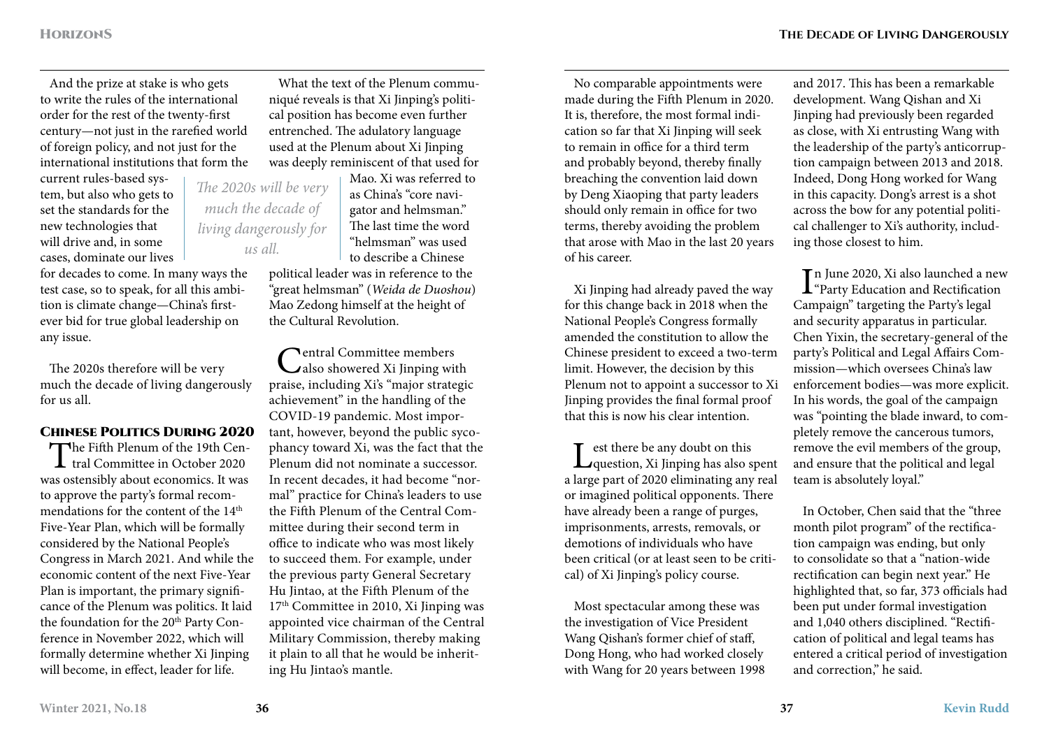And the prize at stake is who gets to write the rules of the international order for the rest of the twenty-first century—not just in the rarefied world of foreign policy, and not just for the international institutions that form the current rules-based system, but also who gets to set the standards for the new technologies that will drive and, in some cases, dominate our lives for decades to come. In many ways the test case, so to speak, for all this ambition is climate change—China's first-ever bid for true global leadership on any issue.

The 2020s therefore will be very much the decade of living dangerously for us all.

### Chinese Politics During 2020

The Fifth Plenum of the 19th Central Committee in October 2020 was ostensibly about economics. It was to approve the party's formal recommendations for the content of the 14th Five-Year Plan, which will be formally considered by the National People's Congress in March 2021. And while the economic content of the next Five-Year Plan is important, the primary significance of the Plenum was politics. It laid the foundation for the 20th Party Conference in November 2022, which will formally determine whether Xi Jinping will become, in effect, leader for life.

What the text of the Plenum communiqué reveals is that Xi Jinping's political position has become even further entrenched. The adulatory language used at the Plenum about Xi Jinping was deeply reminiscent of that used for Mao. Xi was referred to as China's "core navigator and helmsman." The last time the word "helmsman" was used to describe a Chinese political leader was in reference to the "great helmsman" (*Weida de Duoshou*) Mao Zedong himself at the height of the Cultural Revolution.

*The 2020s will be very much the decade of living dangerously for us all.*

Central Committee members also showered Xi Jinping with praise, including Xi's "major strategic achievement" in the handling of the COVID-19 pandemic. Most important, however, beyond the public sycophancy toward Xi, was the fact that the Plenum did not nominate a successor. In recent decades, it had become "normal" practice for China's leaders to use the Fifth Plenum of the Central Committee during their second term in office to indicate who was most likely to succeed them. For example, under the previous party General Secretary Hu Jintao, at the Fifth Plenum of the 17th Committee in 2010, Xi Jinping was appointed vice chairman of the Central Military Commission, thereby making it plain to all that he would be inheriting Hu Jintao's mantle.

No comparable appointments were made during the Fifth Plenum in 2020. It is, therefore, the most formal indication so far that Xi Jinping will seek to remain in office for a third term and probably beyond, thereby finally breaching the convention laid down by Deng Xiaoping that party leaders should only remain in office for two terms, thereby avoiding the problem that arose with Mao in the last 20 years of his career.

Xi Jinping had already paved the way for this change back in 2018 when the National People's Congress formally amended the constitution to allow the Chinese president to exceed a two-term limit. However, the decision by this Plenum not to appoint a successor to Xi Jinping provides the final formal proof that this is now his clear intention.

Lest there be any doubt on this question, Xi Jinping has also spent a large part of 2020 eliminating any real or imagined political opponents. There have already been a range of purges, imprisonments, arrests, removals, or demotions of individuals who have been critical (or at least seen to be critical) of Xi Jinping's policy course.

Most spectacular among these was the investigation of Vice President Wang Qishan's former chief of staff, Dong Hong, who had worked closely with Wang for 20 years between 1998 and 2017. This has been a remarkable development. Wang Qishan and Xi Jinping had previously been regarded as close, with Xi entrusting Wang with the leadership of the party's anticorruption campaign between 2013 and 2018. Indeed, Dong Hong worked for Wang in this capacity. Dong's arrest is a shot across the bow for any potential political challenger to Xi's authority, including those closest to him.

In June 2020, Xi also launched a new "Party Education and Rectification Campaign" targeting the Party's legal and security apparatus in particular. Chen Yixin, the secretary-general of the party's Political and Legal Affairs Commission—which oversees China's law enforcement bodies—was more explicit. In his words, the goal of the campaign was "pointing the blade inward, to completely remove the cancerous tumors, remove the evil members of the group, and ensure that the political and legal team is absolutely loyal."

In October, Chen said that the "three month pilot program" of the rectification campaign was ending, but only to consolidate so that a "nation-wide rectification can begin next year." He highlighted that, so far, 373 officials had been put under formal investigation and 1,040 others disciplined. "Rectification of political and legal teams has entered a critical period of investigation and correction," he said.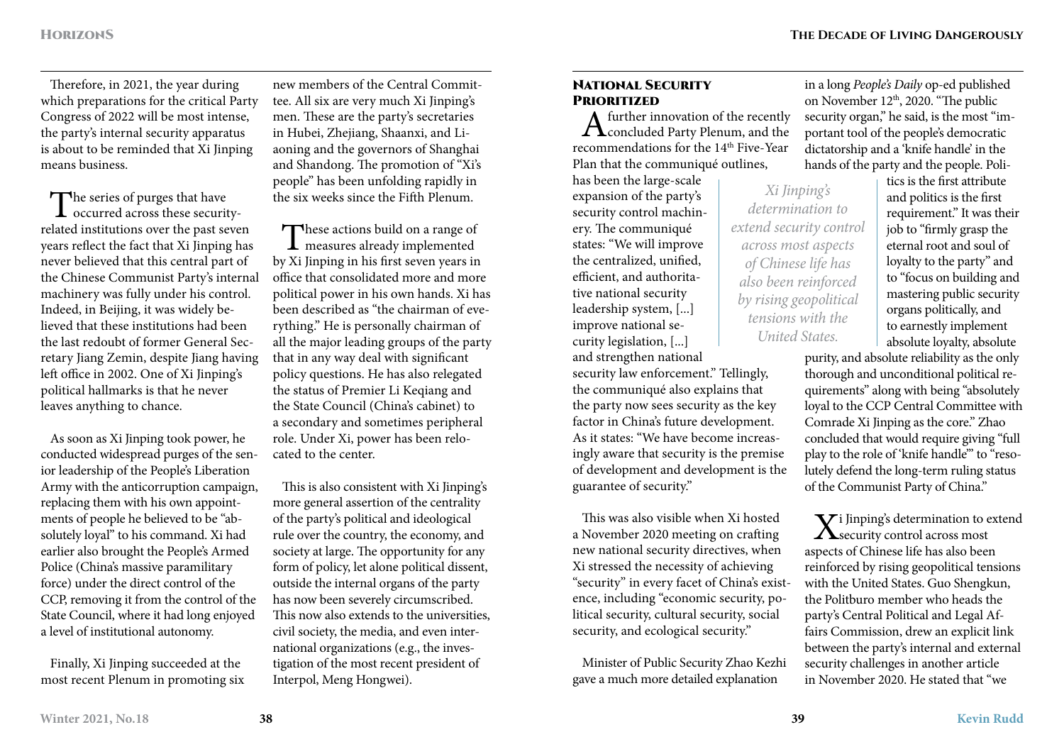Therefore, in 2021, the year during which preparations for the critical Party Congress of 2022 will be most intense, the party's internal security apparatus is about to be reminded that Xi Jinping means business.

The series of purges that have occurred across these security-related institutions over the past seven years reflect the fact that Xi Jinping has never believed that this central part of the Chinese Communist Party's internal machinery was fully under his control. Indeed, in Beijing, it was widely believed that these institutions had been the last redoubt of former General Secretary Jiang Zemin, despite Jiang having left office in 2002. One of Xi Jinping's political hallmarks is that he never leaves anything to chance.

As soon as Xi Jinping took power, he conducted widespread purges of the senior leadership of the People's Liberation Army with the anticorruption campaign, replacing them with his own appointments of people he believed to be "absolutely loyal" to his command. Xi had earlier also brought the People's Armed Police (China's massive paramilitary force) under the direct control of the CCP, removing it from the control of the State Council, where it had long enjoyed a level of institutional autonomy.

Finally, Xi Jinping succeeded at the most recent Plenum in promoting six new members of the Central Committee. All six are very much Xi Jinping's men. These are the party's secretaries in Hubei, Zhejiang, Shaanxi, and Liaoning and the governors of Shanghai and Shandong. The promotion of "Xi's people" has been unfolding rapidly in the six weeks since the Fifth Plenum.

These actions build on a range of measures already implemented by Xi Jinping in his first seven years in office that consolidated more and more political power in his own hands. Xi has been described as "the chairman of everything." He is personally chairman of all the major leading groups of the party that in any way deal with significant policy questions. He has also relegated the status of Premier Li Keqiang and the State Council (China's cabinet) to a secondary and sometimes peripheral role. Under Xi, power has been relocated to the center.

This is also consistent with Xi Jinping's more general assertion of the centrality of the party's political and ideological rule over the country, the economy, and society at large. The opportunity for any form of policy, let alone political dissent, outside the internal organs of the party has now been severely circumscribed. This now also extends to the universities, civil society, the media, and even international organizations (e.g., the investigation of the most recent president of Interpol, Meng Hongwei).

## National Security Prioritized

A further innovation of the recently concluded Party Plenum, and the recommendations for the 14th Five-Year Plan that the communiqué outlines, has been the large-scale expansion of the party's security control machinery. The communiqué states: "We will improve the centralized, unified, efficient, and authoritative national security leadership system, [...] improve national security legislation, [...] and strengthen national security law enforcement." Tellingly, the communiqué also explains that the party now sees security as the key factor in China's future development. As it states: "We have become increasingly aware that security is the premise of development and development is the guarantee of security."

*Xi Jinping's determination to extend security control across most aspects of Chinese life has also been reinforced by rising geopolitical tensions with the United States.*

This was also visible when Xi hosted a November 2020 meeting on crafting new national security directives, when Xi stressed the necessity of achieving "security" in every facet of China's existence, including "economic security, political security, cultural security, social security, and ecological security."

Minister of Public Security Zhao Kezhi gave a much more detailed explanation in a long *People's Daily* op-ed published on November 12th, 2020. "The public security organ," he said, is the most "important tool of the people's democratic dictatorship and a 'knife handle' in the hands of the party and the people. Politics is the first attribute and politics is the first requirement." It was their job to "firmly grasp the eternal root and soul of loyalty to the party" and to "focus on building and mastering public security organs politically, and to earnestly implement absolute loyalty, absolute purity, and absolute reliability as the only thorough and unconditional political requirements" along with being "absolutely loyal to the CCP Central Committee with Comrade Xi Jinping as the core." Zhao concluded that would require giving "full play to the role of 'knife handle'" to "resolutely defend the long-term ruling status of the Communist Party of China."

Xi Jinping's determination to extend security control across most aspects of Chinese life has also been reinforced by rising geopolitical tensions with the United States. Guo Shengkun, the Politburo member who heads the party's Central Political and Legal Affairs Commission, drew an explicit link between the party's internal and external security challenges in another article in November 2020. He stated that "we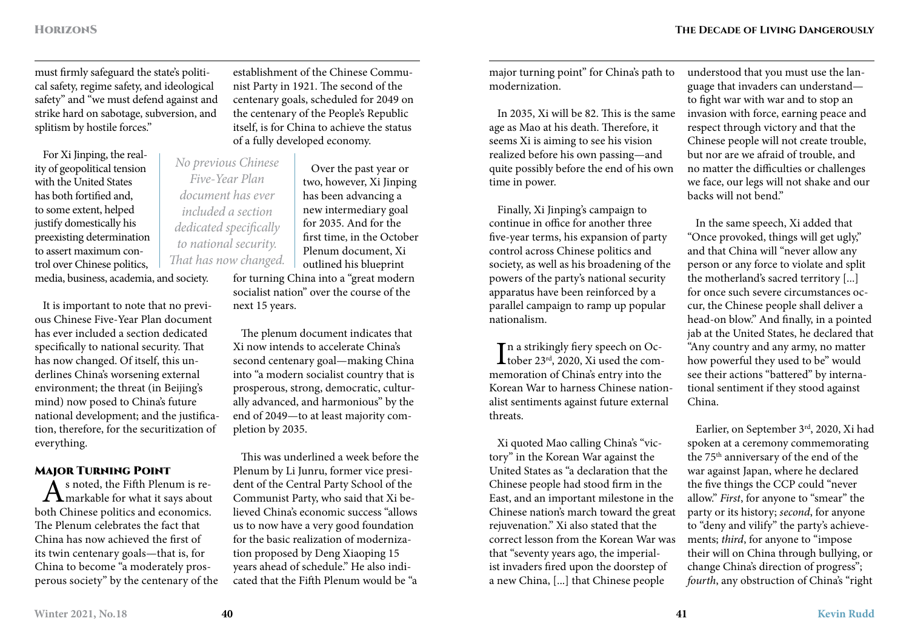must firmly safeguard the state's political safety, regime safety, and ideological safety" and "we must defend against and strike hard on sabotage, subversion, and splitism by hostile forces."

For Xi Jinping, the reality of geopolitical tension with the United States has both fortified and, to some extent, helped justify domestically his preexisting determination to assert maximum control over Chinese politics, media, business, academia, and society.

It is important to note that no previous Chinese Five-Year Plan document has ever included a section dedicated specifically to national security. That has now changed. Of itself, this underlines China's worsening external environment; the threat (in Beijing's mind) now posed to China's future national development; and the justification, therefore, for the securitization of everything.

## Major Turning Point

As noted, the Fifth Plenum is remarkable for what it says about both Chinese politics and economics. The Plenum celebrates the fact that China has now achieved the first of its twin centenary goals—that is, for China to become "a moderately prosperous society" by the centenary of the establishment of the Chinese Communist Party in 1921. The second of the centenary goals, scheduled for 2049 on the centenary of the People's Republic itself, is for China to achieve the status of a fully developed economy.

*No previous Chinese Five-Year Plan document has ever included a section dedicated specifically to national security. That has now changed.*

Over the past year or two, however, Xi Jinping has been advancing a new intermediary goal for 2035. And for the first time, in the October Plenum document, Xi outlined his blueprint for turning China into a "great modern socialist nation" over the course of the next 15 years.

The plenum document indicates that Xi now intends to accelerate China's second centenary goal—making China into "a modern socialist country that is prosperous, strong, democratic, culturally advanced, and harmonious" by the end of 2049—to at least majority completion by 2035.

This was underlined a week before the Plenum by Li Junru, former vice president of the Central Party School of the Communist Party, who said that Xi believed China's economic success "allows us to now have a very good foundation for the basic realization of modernization proposed by Deng Xiaoping 15 years ahead of schedule." He also indicated that the Fifth Plenum would be "a major turning point" for China's path to modernization.

In 2035, Xi will be 82. This is the same age as Mao at his death. Therefore, it seems Xi is aiming to see his vision realized before his own passing—and quite possibly before the end of his own time in power.

Finally, Xi Jinping's campaign to continue in office for another three five-year terms, his expansion of party control across Chinese politics and society, as well as his broadening of the powers of the party's national security apparatus have been reinforced by a parallel campaign to ramp up popular nationalism.

In a strikingly fiery speech on October 23rd, 2020, Xi used the commemoration of China's entry into the Korean War to harness Chinese nationalist sentiments against future external threats.

Xi quoted Mao calling China's "victory" in the Korean War against the United States as "a declaration that the Chinese people had stood firm in the East, and an important milestone in the Chinese nation's march toward the great rejuvenation." Xi also stated that the correct lesson from the Korean War was that "seventy years ago, the imperialist invaders fired upon the doorstep of a new China, [...] that Chinese people understood that you must use the language that invaders can understand—to fight war with war and to stop an invasion with force, earning peace and respect through victory and that the Chinese people will not create trouble, but nor are we afraid of trouble, and no matter the difficulties or challenges we face, our legs will not shake and our backs will not bend."

In the same speech, Xi added that "Once provoked, things will get ugly," and that China will "never allow any person or any force to violate and split the motherland's sacred territory [...] for once such severe circumstances occur, the Chinese people shall deliver a head-on blow." And finally, in a pointed jab at the United States, he declared that "Any country and any army, no matter how powerful they used to be" would see their actions "battered" by international sentiment if they stood against China.

Earlier, on September 3rd, 2020, Xi had spoken at a ceremony commemorating the 75th anniversary of the end of the war against Japan, where he declared the five things the CCP could "never allow." *First*, for anyone to "smear" the party or its history; *second*, for anyone to "deny and vilify" the party's achievements; *third*, for anyone to "impose their will on China through bullying, or change China's direction of progress"; *fourth*, any obstruction of China's "right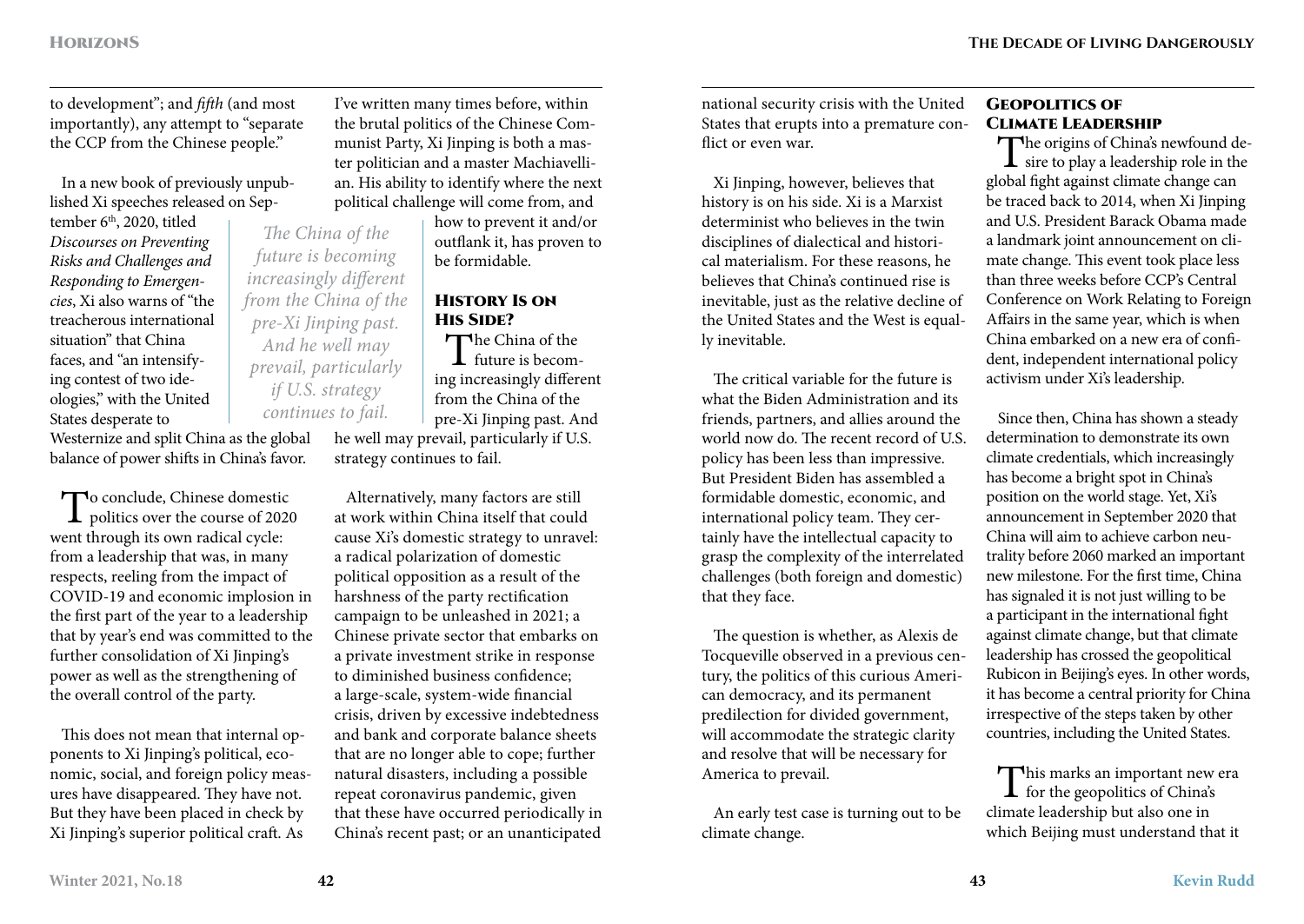to development"; and *fifth* (and most importantly), any attempt to "separate the CCP from the Chinese people."

In a new book of previously unpublished Xi speeches released on September 6th, 2020, titled *Discourses on Preventing Risks and Challenges and Responding to Emergencies*, Xi also warns of "the treacherous international situation" that China faces, and "an intensifying contest of two ideologies," with the United States desperate to Westernize and split China as the global balance of power shifts in China's favor.

To conclude, Chinese domestic politics over the course of 2020 went through its own radical cycle: from a leadership that was, in many respects, reeling from the impact of COVID-19 and economic implosion in the first part of the year to a leadership that by year's end was committed to the further consolidation of Xi Jinping's power as well as the strengthening of the overall control of the party.

This does not mean that internal opponents to Xi Jinping's political, economic, social, and foreign policy measures have disappeared. They have not. But they have been placed in check by Xi Jinping's superior political craft. As I've written many times before, within the brutal politics of the Chinese Communist Party, Xi Jinping is both a master politician and a master Machiavellian. His ability to identify where the next political challenge will come from, and how to prevent it and/or outflank it, has proven to be formidable.

## History Is on His Side?

The China of the future is becoming increasingly different from the China of the pre-Xi Jinping past. And he well may prevail, particularly if U.S. strategy continues to fail.

Alternatively, many factors are still at work within China itself that could cause Xi's domestic strategy to unravel: a radical polarization of domestic political opposition as a result of the harshness of the party rectification campaign to be unleashed in 2021; a Chinese private sector that embarks on a private investment strike in response to diminished business confidence; a large-scale, system-wide financial crisis, driven by excessive indebtedness and bank and corporate balance sheets that are no longer able to cope; further natural disasters, including a possible repeat coronavirus pandemic, given that these have occurred periodically in China's recent past; or an unanticipated national security crisis with the United States that erupts into a premature conflict or even war.

Xi Jinping, however, believes that history is on his side. Xi is a Marxist determinist who believes in the twin disciplines of dialectical and historical materialism. For these reasons, he believes that China's continued rise is inevitable, just as the relative decline of the United States and the West is equally inevitable.

The critical variable for the future is what the Biden Administration and its friends, partners, and allies around the world now do. The recent record of U.S. policy has been less than impressive. But President Biden has assembled a formidable domestic, economic, and international policy team. They certainly have the intellectual capacity to grasp the complexity of the interrelated challenges (both foreign and domestic) that they face.

The question is whether, as Alexis de Tocqueville observed in a previous century, the politics of this curious American democracy, and its permanent predilection for divided government, will accommodate the strategic clarity and resolve that will be necessary for America to prevail.

An early test case is turning out to be climate change.

## Geopolitics of Climate Leadership

The origins of China's newfound desire to play a leadership role in the global fight against climate change can be traced back to 2014, when Xi Jinping and U.S. President Barack Obama made a landmark joint announcement on climate change. This event took place less than three weeks before CCP's Central Conference on Work Relating to Foreign Affairs in the same year, which is when China embarked on a new era of confident, independent international policy activism under Xi's leadership.

Since then, China has shown a steady determination to demonstrate its own climate credentials, which increasingly has become a bright spot in China's position on the world stage. Yet, Xi's announcement in September 2020 that China will aim to achieve carbon neutrality before 2060 marked an important new milestone. For the first time, China has signaled it is not just willing to be a participant in the international fight against climate change, but that climate leadership has crossed the geopolitical Rubicon in Beijing's eyes. In other words, it has become a central priority for China irrespective of the steps taken by other countries, including the United States.

This marks an important new era for the geopolitics of China's climate leadership but also one in which Beijing must understand that it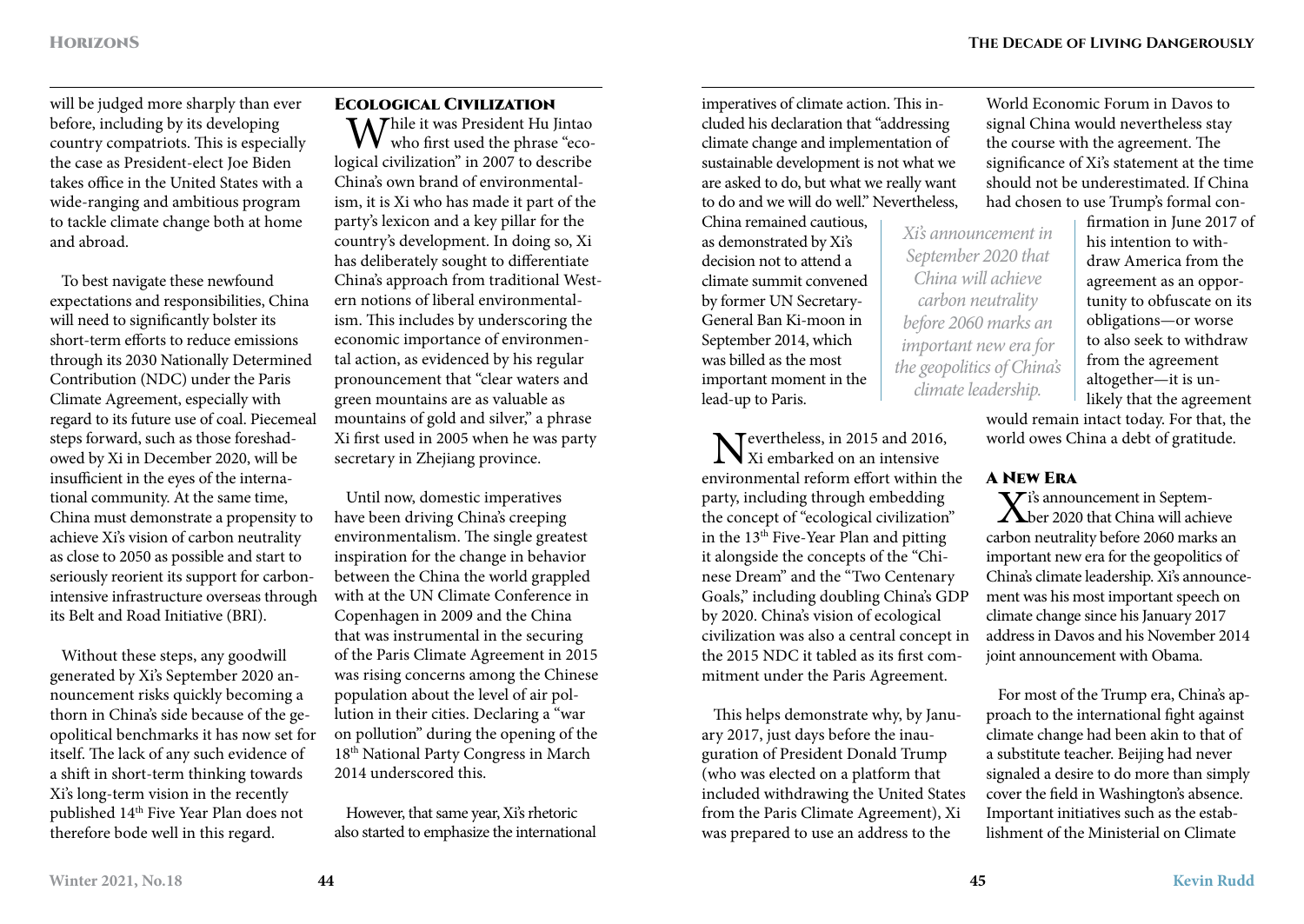will be judged more sharply than ever before, including by its developing country compatriots. This is especially the case as President-elect Joe Biden takes office in the United States with a wide-ranging and ambitious program to tackle climate change both at home and abroad.

To best navigate these newfound expectations and responsibilities, China will need to significantly bolster its short-term efforts to reduce emissions through its 2030 Nationally Determined Contribution (NDC) under the Paris Climate Agreement, especially with regard to its future use of coal. Piecemeal steps forward, such as those foreshadowed by Xi in December 2020, will be insufficient in the eyes of the international community. At the same time, China must demonstrate a propensity to achieve Xi's vision of carbon neutrality as close to 2050 as possible and start to seriously reorient its support for carbon-intensive infrastructure overseas through its Belt and Road Initiative (BRI).

Without these steps, any goodwill generated by Xi's September 2020 announcement risks quickly becoming a thorn in China's side because of the geopolitical benchmarks it has now set for itself. The lack of any such evidence of a shift in short-term thinking towards Xi's long-term vision in the recently published 14th Five Year Plan does not therefore bode well in this regard.

## Ecological Civilization

While it was President Hu Jintao who first used the phrase "ecological civilization" in 2007 to describe China's own brand of environmentalism, it is Xi who has made it part of the party's lexicon and a key pillar for the country's development. In doing so, Xi has deliberately sought to differentiate China's approach from traditional Western notions of liberal environmentalism. This includes by underscoring the economic importance of environmental action, as evidenced by his regular pronouncement that "clear waters and green mountains are as valuable as mountains of gold and silver," a phrase Xi first used in 2005 when he was party secretary in Zhejiang province.

Until now, domestic imperatives have been driving China's creeping environmentalism. The single greatest inspiration for the change in behavior between the China the world grappled with at the UN Climate Conference in Copenhagen in 2009 and the China that was instrumental in the securing of the Paris Climate Agreement in 2015 was rising concerns among the Chinese population about the level of air pollution in their cities. Declaring a "war on pollution" during the opening of the 18th National Party Congress in March 2014 underscored this.

However, that same year, Xi's rhetoric also started to emphasize the international imperatives of climate action. This included his declaration that "addressing climate change and implementation of sustainable development is not what we are asked to do, but what we really want to do and we will do well." Nevertheless, China remained cautious, as demonstrated by Xi's decision not to attend a climate summit convened by former UN Secretary-General Ban Ki-moon in September 2014, which was billed as the most important moment in the lead-up to Paris.

*Xi's announcement in September 2020 that China will achieve carbon neutrality before 2060 marks an important new era for the geopolitics of China's climate leadership.*

Nevertheless, in 2015 and 2016, Xi embarked on an intensive environmental reform effort within the party, including through embedding the concept of "ecological civilization" in the 13th Five-Year Plan and pitting it alongside the concepts of the "Chinese Dream" and the "Two Centenary Goals," including doubling China's GDP by 2020. China's vision of ecological civilization was also a central concept in the 2015 NDC it tabled as its first commitment under the Paris Agreement.

This helps demonstrate why, by January 2017, just days before the inauguration of President Donald Trump (who was elected on a platform that included withdrawing the United States from the Paris Climate Agreement), Xi was prepared to use an address to the World Economic Forum in Davos to signal China would nevertheless stay the course with the agreement. The significance of Xi's statement at the time should not be underestimated. If China had chosen to use Trump's formal confirmation in June 2017 of his intention to withdraw America from the agreement as an opportunity to obfuscate on its obligations—or worse to also seek to withdraw from the agreement altogether—it is unlikely that the agreement would remain intact today. For that, the world owes China a debt of gratitude.

## A New Era

Xi's announcement in September 2020 that China will achieve carbon neutrality before 2060 marks an important new era for the geopolitics of China's climate leadership. Xi's announcement was his most important speech on climate change since his January 2017 address in Davos and his November 2014 joint announcement with Obama.

For most of the Trump era, China's approach to the international fight against climate change had been akin to that of a substitute teacher. Beijing had never signaled a desire to do more than simply cover the field in Washington's absence. Important initiatives such as the establishment of the Ministerial on Climate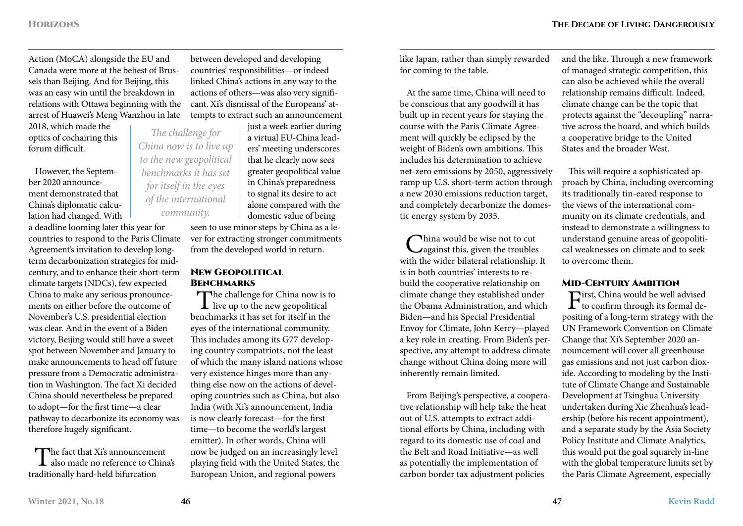Action (MoCA) alongside the EU and Canada were more at the behest of Brussels than Beijing. And for Beijing, this was an easy win until the breakdown in relations with Ottawa beginning with the arrest of Huawei's Meng Wanzhou in late 2018, which made the optics of cochairing this forum difficult.

However, the September 2020 announcement demonstrated that China's diplomatic calculation had changed. With a deadline looming later this year for countries to respond to the Paris Climate Agreement's invitation to develop long-term decarbonization strategies for mid-century, and to enhance their short-term climate targets (NDCs), few expected China to make any serious pronouncements on either before the outcome of November's U.S. presidential election was clear. And in the event of a Biden victory, Beijing would still have a sweet spot between November and January to make announcements to head off future pressure from a Democratic administration in Washington. The fact Xi decided China should nevertheless be prepared to adopt—for the first time—a clear pathway to decarbonize its economy was therefore hugely significant.

The fact that Xi's announcement also made no reference to China's traditionally hard-held bifurcation between developed and developing countries' responsibilities—or indeed linked China's actions in any way to the actions of others—was also very significant. Xi's dismissal of the Europeans' attempts to extract such an announcement just a week earlier during a virtual EU-China leaders' meeting underscores that he clearly now sees greater geopolitical value in China's preparedness to signal its desire to act alone compared with the domestic value of being seen to use minor steps by China as a lever for extracting stronger commitments from the developed world in return.

*The challenge for China now is to live up to the new geopolitical benchmarks it has set for itself in the eyes of the international community.*

## New Geopolitical Benchmarks

The challenge for China now is to live up to the new geopolitical benchmarks it has set for itself in the eyes of the international community. This includes among its G77 developing country compatriots, not the least of which the many island nations whose very existence hinges more than anything else now on the actions of developing countries such as China, but also India (with Xi's announcement, India is now clearly forecast—for the first time—to become the world's largest emitter). In other words, China will now be judged on an increasingly level playing field with the United States, the European Union, and regional powers like Japan, rather than simply rewarded for coming to the table.

At the same time, China will need to be conscious that any goodwill it has built up in recent years for staying the course with the Paris Climate Agreement will quickly be eclipsed by the weight of Biden's own ambitions. This includes his determination to achieve net-zero emissions by 2050, aggressively ramp up U.S. short-term action through a new 2030 emissions reduction target, and completely decarbonize the domestic energy system by 2035.

China would be wise not to cut against this, given the troubles with the wider bilateral relationship. It is in both countries' interests to rebuild the cooperative relationship on climate change they established under the Obama Administration, and which Biden—and his Special Presidential Envoy for Climate, John Kerry—played a key role in creating. From Biden's perspective, any attempt to address climate change without China doing more will inherently remain limited.

From Beijing's perspective, a cooperative relationship will help take the heat out of U.S. attempts to extract additional efforts by China, including with regard to its domestic use of coal and the Belt and Road Initiative—as well as potentially the implementation of carbon border tax adjustment policies and the like. Through a new framework of managed strategic competition, this can also be achieved while the overall relationship remains difficult. Indeed, climate change can be the topic that protects against the "decoupling" narrative across the board, and which builds a cooperative bridge to the United States and the broader West.

This will require a sophisticated approach by China, including overcoming its traditionally tin-eared response to the views of the international community on its climate credentials, and instead to demonstrate a willingness to understand genuine areas of geopolitical weaknesses on climate and to seek to overcome them.

## Mid-Century Ambition

First, China would be well advised to confirm through its formal depositing of a long-term strategy with the UN Framework Convention on Climate Change that Xi's September 2020 announcement will cover all greenhouse gas emissions and not just carbon dioxide. According to modeling by the Institute of Climate Change and Sustainable Development at Tsinghua University undertaken during Xie Zhenhua's leadership (before his recent appointment), and a separate study by the Asia Society Policy Institute and Climate Analytics, this would put the goal squarely in-line with the global temperature limits set by the Paris Climate Agreement, especially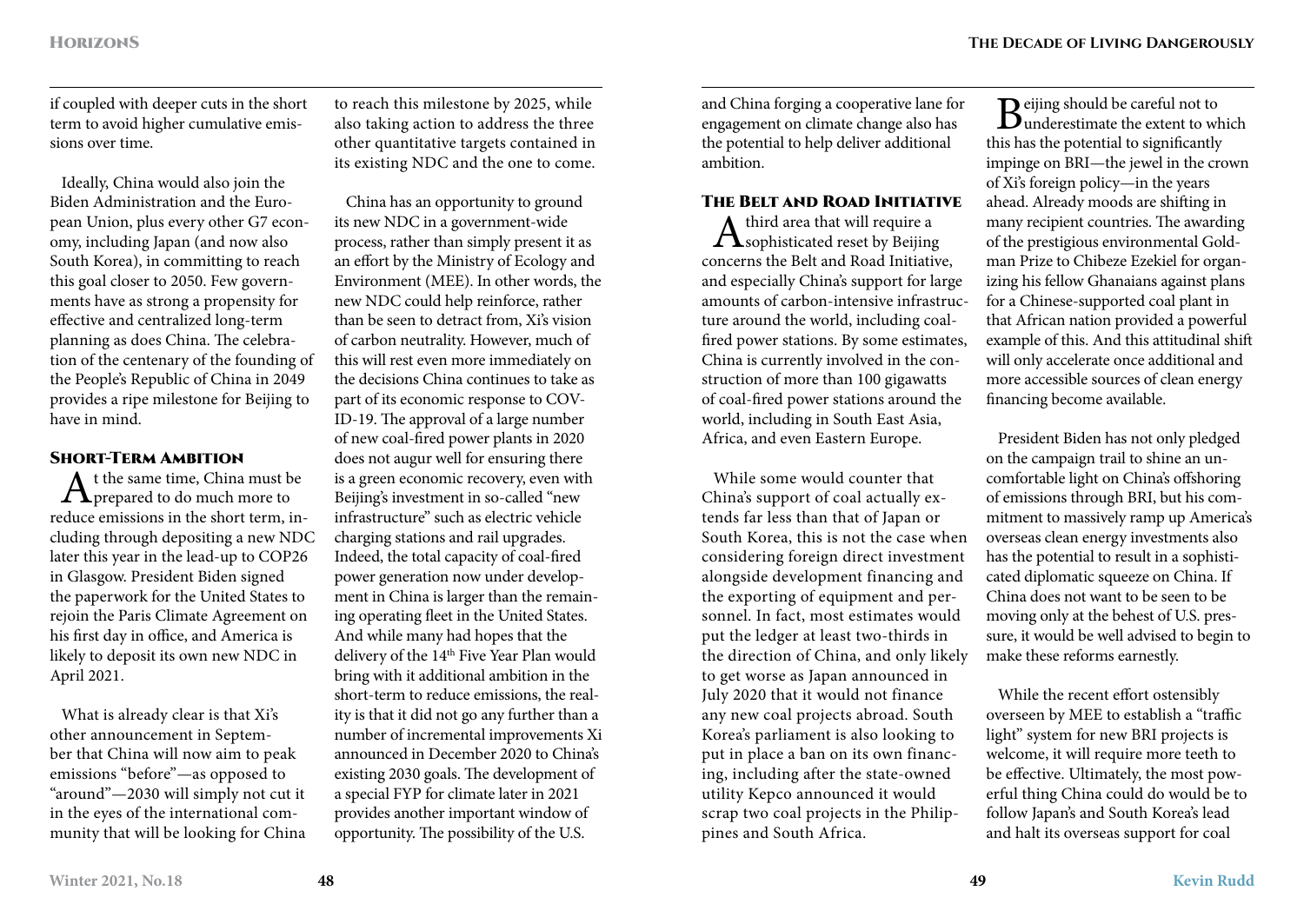if coupled with deeper cuts in the short term to avoid higher cumulative emissions over time.

Ideally, China would also join the Biden Administration and the European Union, plus every other G7 economy, including Japan (and now also South Korea), in committing to reach this goal closer to 2050. Few governments have as strong a propensity for effective and centralized long-term planning as does China. The celebration of the centenary of the founding of the People's Republic of China in 2049 provides a ripe milestone for Beijing to have in mind.

## Short-Term Ambition

At the same time, China must be prepared to do much more to reduce emissions in the short term, including through depositing a new NDC later this year in the lead-up to COP26 in Glasgow. President Biden signed the paperwork for the United States to rejoin the Paris Climate Agreement on his first day in office, and America is likely to deposit its own new NDC in April 2021.

What is already clear is that Xi's other announcement in September that China will now aim to peak emissions "before"—as opposed to "around"—2030 will simply not cut it in the eyes of the international community that will be looking for China to reach this milestone by 2025, while also taking action to address the three other quantitative targets contained in its existing NDC and the one to come.

China has an opportunity to ground its new NDC in a government-wide process, rather than simply present it as an effort by the Ministry of Ecology and Environment (MEE). In other words, the new NDC could help reinforce, rather than be seen to detract from, Xi's vision of carbon neutrality. However, much of this will rest even more immediately on the decisions China continues to take as part of its economic response to COVID-19. The approval of a large number of new coal-fired power plants in 2020 does not augur well for ensuring there is a green economic recovery, even with Beijing's investment in so-called "new infrastructure" such as electric vehicle charging stations and rail upgrades. Indeed, the total capacity of coal-fired power generation now under development in China is larger than the remaining operating fleet in the United States. And while many had hopes that the delivery of the 14th Five Year Plan would bring with it additional ambition in the short-term to reduce emissions, the reality is that it did not go any further than a number of incremental improvements Xi announced in December 2020 to China's existing 2030 goals. The development of a special FYP for climate later in 2021 provides another important window of opportunity. The possibility of the U.S. and China forging a cooperative lane for engagement on climate change also has the potential to help deliver additional ambition.

## The Belt and Road Initiative

A third area that will require a sophisticated reset by Beijing concerns the Belt and Road Initiative, and especially China's support for large amounts of carbon-intensive infrastructure around the world, including coal-fired power stations. By some estimates, China is currently involved in the construction of more than 100 gigawatts of coal-fired power stations around the world, including in South East Asia, Africa, and even Eastern Europe.

While some would counter that China's support of coal actually extends far less than that of Japan or South Korea, this is not the case when considering foreign direct investment alongside development financing and the exporting of equipment and personnel. In fact, most estimates would put the ledger at least two-thirds in the direction of China, and only likely to get worse as Japan announced in July 2020 that it would not finance any new coal projects abroad. South Korea's parliament is also looking to put in place a ban on its own financing, including after the state-owned utility Kepco announced it would scrap two coal projects in the Philippines and South Africa.

Beijing should be careful not to underestimate the extent to which this has the potential to significantly impinge on BRI—the jewel in the crown of Xi's foreign policy—in the years ahead. Already moods are shifting in many recipient countries. The awarding of the prestigious environmental Goldman Prize to Chibeze Ezekiel for organizing his fellow Ghanaians against plans for a Chinese-supported coal plant in that African nation provided a powerful example of this. And this attitudinal shift will only accelerate once additional and more accessible sources of clean energy financing become available.

President Biden has not only pledged on the campaign trail to shine an uncomfortable light on China's offshoring of emissions through BRI, but his commitment to massively ramp up America's overseas clean energy investments also has the potential to result in a sophisticated diplomatic squeeze on China. If China does not want to be seen to be moving only at the behest of U.S. pressure, it would be well advised to begin to make these reforms earnestly.

While the recent effort ostensibly overseen by MEE to establish a "traffic light" system for new BRI projects is welcome, it will require more teeth to be effective. Ultimately, the most powerful thing China could do would be to follow Japan's and South Korea's lead and halt its overseas support for coal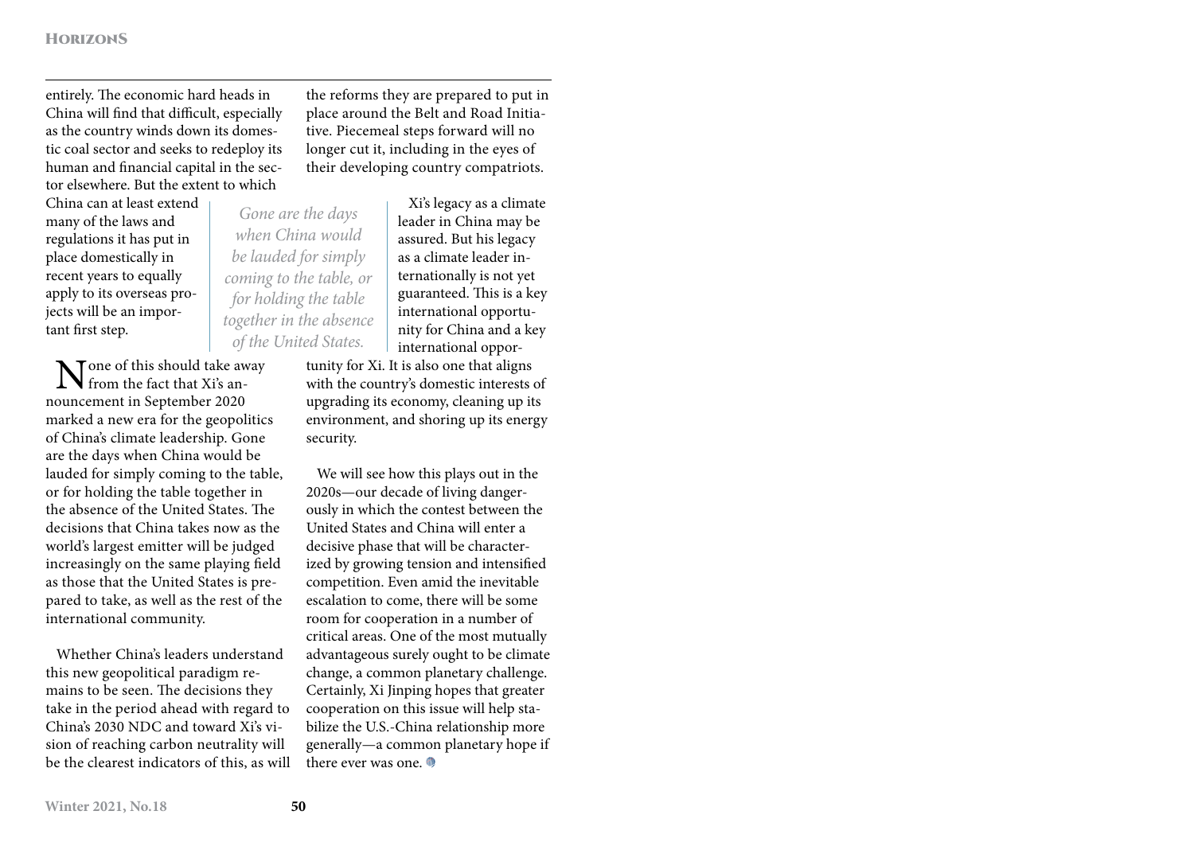entirely. The economic hard heads in China will find that difficult, especially as the country winds down its domestic coal sector and seeks to redeploy its human and financial capital in the sector elsewhere. But the extent to which China can at least extend many of the laws and regulations it has put in place domestically in recent years to equally apply to its overseas projects will be an important first step.

None of this should take away from the fact that Xi's announcement in September 2020 marked a new era for the geopolitics of China's climate leadership. Gone are the days when China would be lauded for simply coming to the table, or for holding the table together in the absence of the United States. The decisions that China takes now as the world's largest emitter will be judged increasingly on the same playing field as those that the United States is prepared to take, as well as the rest of the international community.

Whether China's leaders understand this new geopolitical paradigm remains to be seen. The decisions they take in the period ahead with regard to China's 2030 NDC and toward Xi's vision of reaching carbon neutrality will be the clearest indicators of this, as will the reforms they are prepared to put in place around the Belt and Road Initiative. Piecemeal steps forward will no longer cut it, including in the eyes of their developing country compatriots.

*Gone are the days when China would be lauded for simply coming to the table, or for holding the table together in the absence of the United States.*

Xi's legacy as a climate leader in China may be assured. But his legacy as a climate leader internationally is not yet guaranteed. This is a key international opportunity for China and a key international opportunity for Xi. It is also one that aligns with the country's domestic interests of upgrading its economy, cleaning up its environment, and shoring up its energy security.

We will see how this plays out in the 2020s—our decade of living dangerously in which the contest between the United States and China will enter a decisive phase that will be characterized by growing tension and intensified competition. Even amid the inevitable escalation to come, there will be some room for cooperation in a number of critical areas. One of the most mutually advantageous surely ought to be climate change, a common planetary challenge. Certainly, Xi Jinping hopes that greater cooperation on this issue will help stabilize the U.S.-China relationship more generally—a common planetary hope if there ever was one.